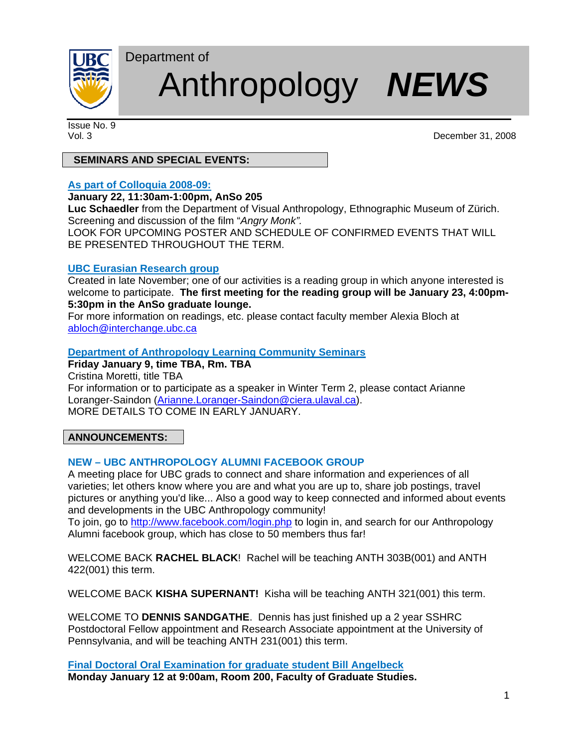# Department of Anthropology *NEWS*

Issue No. 9
Vol. 3

December 31, 2008

## SEMINARS AND SPECIAL EVENTS:

### As part of Colloquia 2008-09:

**January 22, 11:30am-1:00pm, AnSo 205**
**Luc Schaedler** from the Department of Visual Anthropology, Ethnographic Museum of Zürich. Screening and discussion of the film "*Angry Monk".*
LOOK FOR UPCOMING POSTER AND SCHEDULE OF CONFIRMED EVENTS THAT WILL BE PRESENTED THROUGHOUT THE TERM.

### UBC Eurasian Research group

Created in late November; one of our activities is a reading group in which anyone interested is welcome to participate. **The first meeting for the reading group will be January 23, 4:00pm-5:30pm in the AnSo graduate lounge.**
For more information on readings, etc. please contact faculty member Alexia Bloch at abloch@interchange.ubc.ca

### Department of Anthropology Learning Community Seminars

**Friday January 9, time TBA, Rm. TBA**
Cristina Moretti, title TBA
For information or to participate as a speaker in Winter Term 2, please contact Arianne Loranger-Saindon (Arianne.Loranger-Saindon@ciera.ulaval.ca).
MORE DETAILS TO COME IN EARLY JANUARY.

## ANNOUNCEMENTS:

### NEW – UBC ANTHROPOLOGY ALUMNI FACEBOOK GROUP

A meeting place for UBC grads to connect and share information and experiences of all varieties; let others know where you are and what you are up to, share job postings, travel pictures or anything you'd like... Also a good way to keep connected and informed about events and developments in the UBC Anthropology community!
To join, go to http://www.facebook.com/login.php to login in, and search for our Anthropology Alumni facebook group, which has close to 50 members thus far!

WELCOME BACK **RACHEL BLACK**! Rachel will be teaching ANTH 303B(001) and ANTH 422(001) this term.

WELCOME BACK **KISHA SUPERNANT!** Kisha will be teaching ANTH 321(001) this term.

WELCOME TO **DENNIS SANDGATHE**. Dennis has just finished up a 2 year SSHRC Postdoctoral Fellow appointment and Research Associate appointment at the University of Pennsylvania, and will be teaching ANTH 231(001) this term.

### Final Doctoral Oral Examination for graduate student Bill Angelbeck

**Monday January 12 at 9:00am, Room 200, Faculty of Graduate Studies.**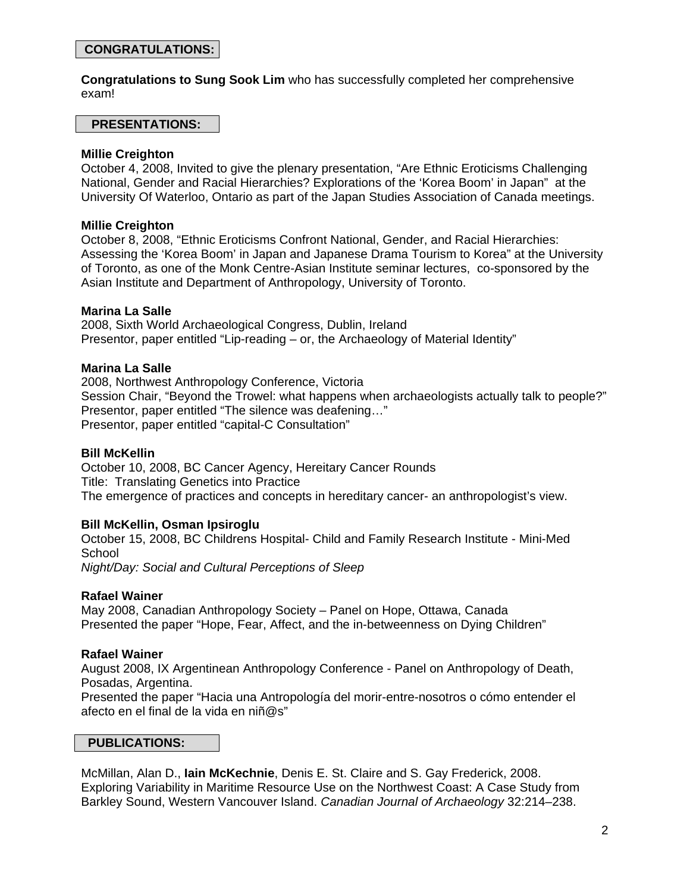## CONGRATULATIONS:

**Congratulations to Sung Sook Lim** who has successfully completed her comprehensive exam!

## PRESENTATIONS:

**Millie Creighton**
October 4, 2008, Invited to give the plenary presentation, "Are Ethnic Eroticisms Challenging National, Gender and Racial Hierarchies? Explorations of the 'Korea Boom' in Japan" at the University Of Waterloo, Ontario as part of the Japan Studies Association of Canada meetings.

**Millie Creighton**
October 8, 2008, "Ethnic Eroticisms Confront National, Gender, and Racial Hierarchies: Assessing the 'Korea Boom' in Japan and Japanese Drama Tourism to Korea" at the University of Toronto, as one of the Monk Centre-Asian Institute seminar lectures, co-sponsored by the Asian Institute and Department of Anthropology, University of Toronto.

**Marina La Salle**
2008, Sixth World Archaeological Congress, Dublin, Ireland
Presentor, paper entitled "Lip-reading – or, the Archaeology of Material Identity"

**Marina La Salle**
2008, Northwest Anthropology Conference, Victoria
Session Chair, "Beyond the Trowel: what happens when archaeologists actually talk to people?"
Presentor, paper entitled "The silence was deafening…"
Presentor, paper entitled "capital-C Consultation"

**Bill McKellin**
October 10, 2008, BC Cancer Agency, Hereitary Cancer Rounds
Title: Translating Genetics into Practice
The emergence of practices and concepts in hereditary cancer- an anthropologist's view.

**Bill McKellin, Osman Ipsiroglu**
October 15, 2008, BC Childrens Hospital- Child and Family Research Institute - Mini-Med School
*Night/Day: Social and Cultural Perceptions of Sleep*

**Rafael Wainer**
May 2008, Canadian Anthropology Society – Panel on Hope, Ottawa, Canada
Presented the paper "Hope, Fear, Affect, and the in-betweenness on Dying Children"

**Rafael Wainer**
August 2008, IX Argentinean Anthropology Conference - Panel on Anthropology of Death, Posadas, Argentina.
Presented the paper "Hacia una Antropología del morir-entre-nosotros o cómo entender el afecto en el final de la vida en niñ@s"

## PUBLICATIONS:

McMillan, Alan D., **Iain McKechnie**, Denis E. St. Claire and S. Gay Frederick, 2008. Exploring Variability in Maritime Resource Use on the Northwest Coast: A Case Study from Barkley Sound, Western Vancouver Island. *Canadian Journal of Archaeology* 32:214–238.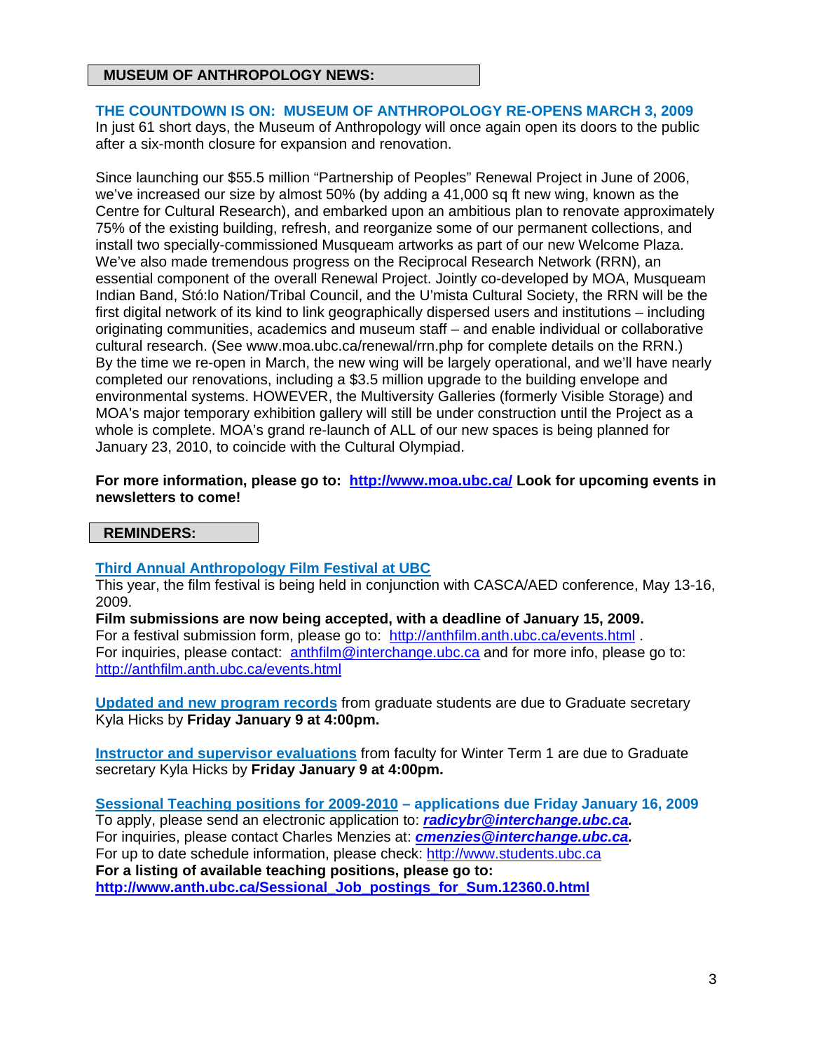## MUSEUM OF ANTHROPOLOGY NEWS:

### THE COUNTDOWN IS ON: MUSEUM OF ANTHROPOLOGY RE-OPENS MARCH 3, 2009

In just 61 short days, the Museum of Anthropology will once again open its doors to the public after a six-month closure for expansion and renovation.

Since launching our $55.5 million "Partnership of Peoples" Renewal Project in June of 2006, we've increased our size by almost 50% (by adding a 41,000 sq ft new wing, known as the Centre for Cultural Research), and embarked upon an ambitious plan to renovate approximately 75% of the existing building, refresh, and reorganize some of our permanent collections, and install two specially-commissioned Musqueam artworks as part of our new Welcome Plaza. We've also made tremendous progress on the Reciprocal Research Network (RRN), an essential component of the overall Renewal Project. Jointly co-developed by MOA, Musqueam Indian Band, Stó:lo Nation/Tribal Council, and the U'mista Cultural Society, the RRN will be the first digital network of its kind to link geographically dispersed users and institutions – including originating communities, academics and museum staff – and enable individual or collaborative cultural research. (See www.moa.ubc.ca/renewal/rrn.php for complete details on the RRN.) By the time we re-open in March, the new wing will be largely operational, and we'll have nearly completed our renovations, including a $3.5 million upgrade to the building envelope and environmental systems. HOWEVER, the Multiversity Galleries (formerly Visible Storage) and MOA's major temporary exhibition gallery will still be under construction until the Project as a whole is complete. MOA's grand re-launch of ALL of our new spaces is being planned for January 23, 2010, to coincide with the Cultural Olympiad.

**For more information, please go to: http://www.moa.ubc.ca/ Look for upcoming events in newsletters to come!**

## REMINDERS:

### Third Annual Anthropology Film Festival at UBC

This year, the film festival is being held in conjunction with CASCA/AED conference, May 13-16, 2009.

**Film submissions are now being accepted, with a deadline of January 15, 2009.**
For a festival submission form, please go to: http://anthfilm.anth.ubc.ca/events.html .
For inquiries, please contact: anthfilm@interchange.ubc.ca and for more info, please go to: http://anthfilm.anth.ubc.ca/events.html

**Updated and new program records** from graduate students are due to Graduate secretary Kyla Hicks by **Friday January 9 at 4:00pm.**

**Instructor and supervisor evaluations** from faculty for Winter Term 1 are due to Graduate secretary Kyla Hicks by **Friday January 9 at 4:00pm.**

### Sessional Teaching positions for 2009-2010 – applications due Friday January 16, 2009

To apply, please send an electronic application to: ***radicybr@interchange.ubc.ca.***
For inquiries, please contact Charles Menzies at: ***cmenzies@interchange.ubc.ca.***
For up to date schedule information, please check: http://www.students.ubc.ca
**For a listing of available teaching positions, please go to:**
**http://www.anth.ubc.ca/Sessional_Job_postings_for_Sum.12360.0.html**